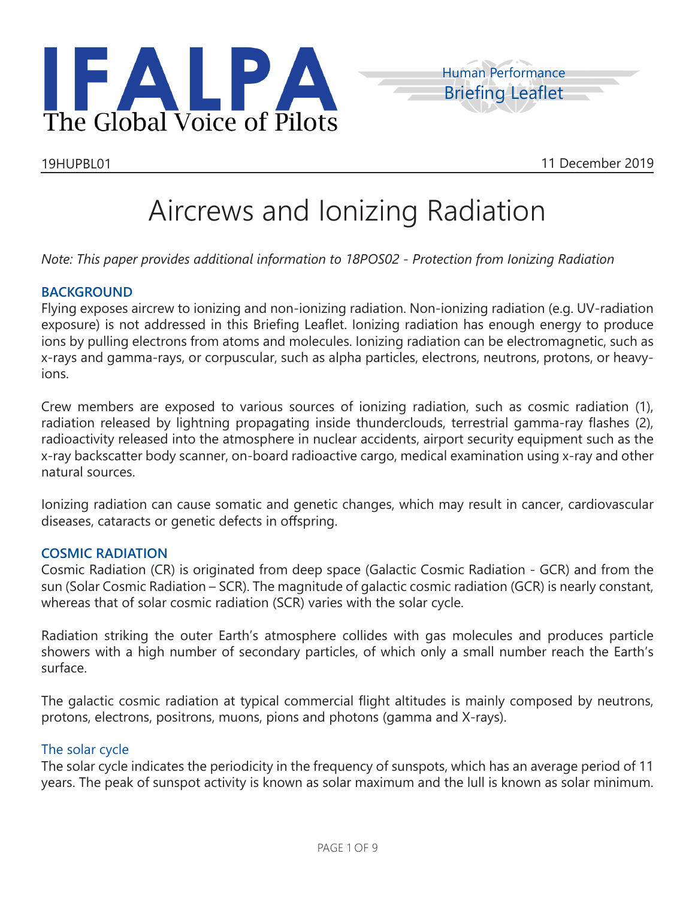IFALPA
The Global Voice of Pilots

Human Performance
Briefing Leaflet

19HUPBL01 11 December 2019

# Aircrews and Ionizing Radiation

*Note: This paper provides additional information to 18POS02 - Protection from Ionizing Radiation*

## BACKGROUND

Flying exposes aircrew to ionizing and non-ionizing radiation. Non-ionizing radiation (e.g. UV-radiation exposure) is not addressed in this Briefing Leaflet. Ionizing radiation has enough energy to produce ions by pulling electrons from atoms and molecules. Ionizing radiation can be electromagnetic, such as x-rays and gamma-rays, or corpuscular, such as alpha particles, electrons, neutrons, protons, or heavy-ions.

Crew members are exposed to various sources of ionizing radiation, such as cosmic radiation (1), radiation released by lightning propagating inside thunderclouds, terrestrial gamma-ray flashes (2), radioactivity released into the atmosphere in nuclear accidents, airport security equipment such as the x-ray backscatter body scanner, on-board radioactive cargo, medical examination using x-ray and other natural sources.

Ionizing radiation can cause somatic and genetic changes, which may result in cancer, cardiovascular diseases, cataracts or genetic defects in offspring.

## COSMIC RADIATION

Cosmic Radiation (CR) is originated from deep space (Galactic Cosmic Radiation - GCR) and from the sun (Solar Cosmic Radiation – SCR). The magnitude of galactic cosmic radiation (GCR) is nearly constant, whereas that of solar cosmic radiation (SCR) varies with the solar cycle.

Radiation striking the outer Earth's atmosphere collides with gas molecules and produces particle showers with a high number of secondary particles, of which only a small number reach the Earth's surface.

The galactic cosmic radiation at typical commercial flight altitudes is mainly composed by neutrons, protons, electrons, positrons, muons, pions and photons (gamma and X-rays).

### The solar cycle

The solar cycle indicates the periodicity in the frequency of sunspots, which has an average period of 11 years. The peak of sunspot activity is known as solar maximum and the lull is known as solar minimum.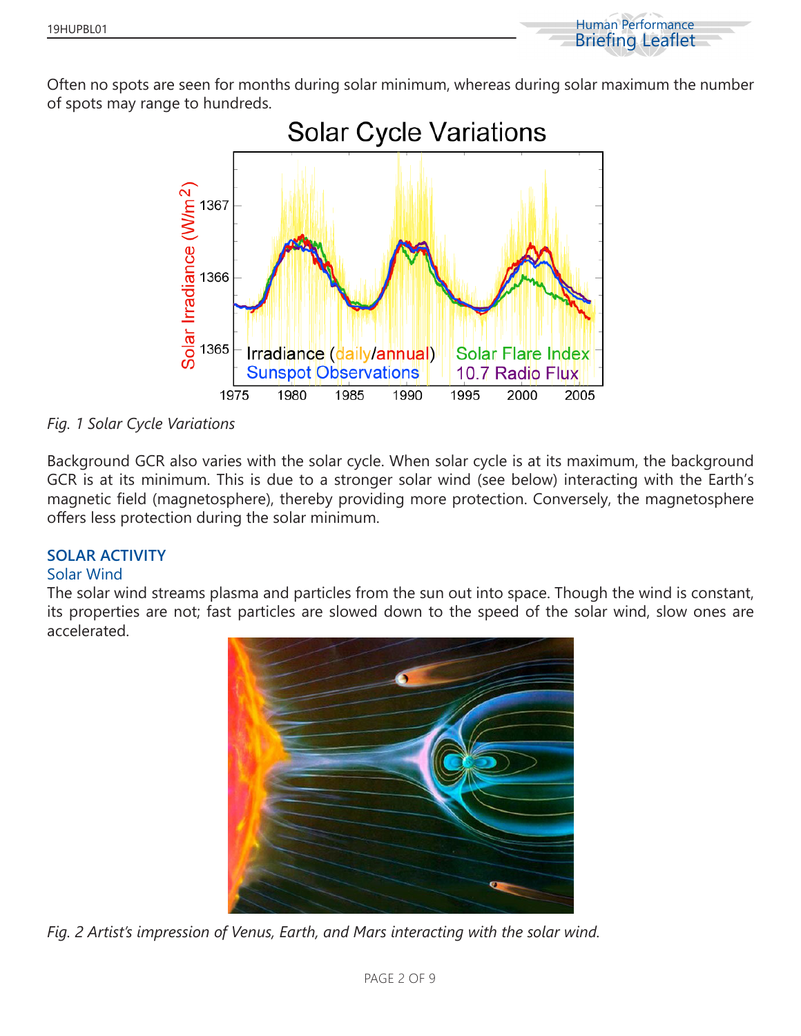Often no spots are seen for months during solar minimum, whereas during solar maximum the number of spots may range to hundreds.

*Fig. 1 Solar Cycle Variations*

Background GCR also varies with the solar cycle. When solar cycle is at its maximum, the background GCR is at its minimum. This is due to a stronger solar wind (see below) interacting with the Earth's magnetic field (magnetosphere), thereby providing more protection. Conversely, the magnetosphere offers less protection during the solar minimum.

## SOLAR ACTIVITY

### Solar Wind

The solar wind streams plasma and particles from the sun out into space. Though the wind is constant, its properties are not; fast particles are slowed down to the speed of the solar wind, slow ones are accelerated.

*Fig. 2 Artist's impression of Venus, Earth, and Mars interacting with the solar wind.*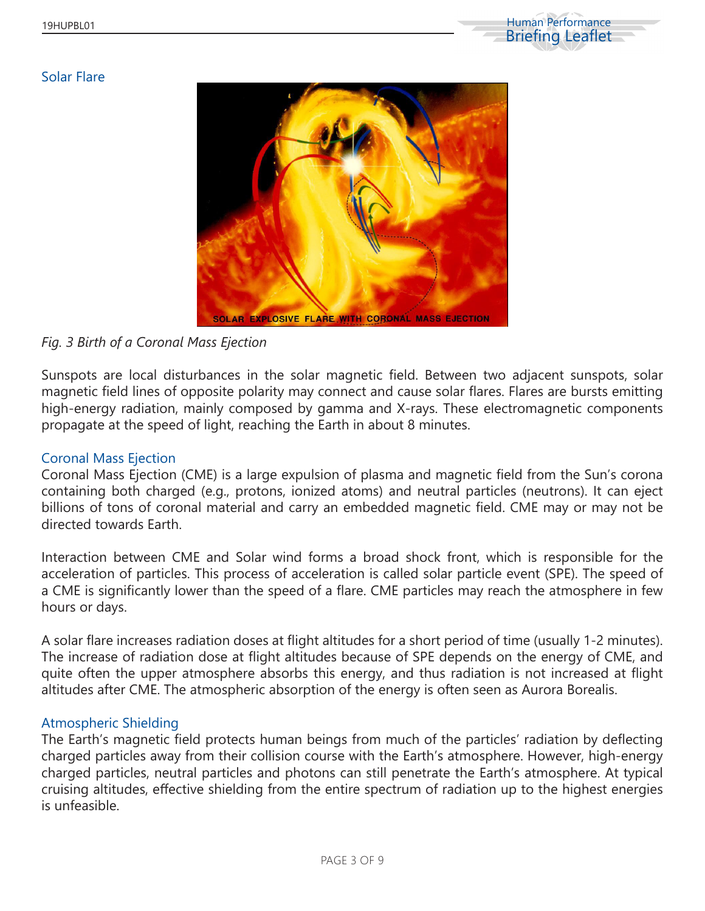## Solar Flare

*Fig. 3 Birth of a Coronal Mass Ejection*

Sunspots are local disturbances in the solar magnetic field. Between two adjacent sunspots, solar magnetic field lines of opposite polarity may connect and cause solar flares. Flares are bursts emitting high-energy radiation, mainly composed by gamma and X-rays. These electromagnetic components propagate at the speed of light, reaching the Earth in about 8 minutes.

## Coronal Mass Ejection

Coronal Mass Ejection (CME) is a large expulsion of plasma and magnetic field from the Sun's corona containing both charged (e.g., protons, ionized atoms) and neutral particles (neutrons). It can eject billions of tons of coronal material and carry an embedded magnetic field. CME may or may not be directed towards Earth.

Interaction between CME and Solar wind forms a broad shock front, which is responsible for the acceleration of particles. This process of acceleration is called solar particle event (SPE). The speed of a CME is significantly lower than the speed of a flare. CME particles may reach the atmosphere in few hours or days.

A solar flare increases radiation doses at flight altitudes for a short period of time (usually 1-2 minutes). The increase of radiation dose at flight altitudes because of SPE depends on the energy of CME, and quite often the upper atmosphere absorbs this energy, and thus radiation is not increased at flight altitudes after CME. The atmospheric absorption of the energy is often seen as Aurora Borealis.

## Atmospheric Shielding

The Earth's magnetic field protects human beings from much of the particles' radiation by deflecting charged particles away from their collision course with the Earth's atmosphere. However, high-energy charged particles, neutral particles and photons can still penetrate the Earth's atmosphere. At typical cruising altitudes, effective shielding from the entire spectrum of radiation up to the highest energies is unfeasible.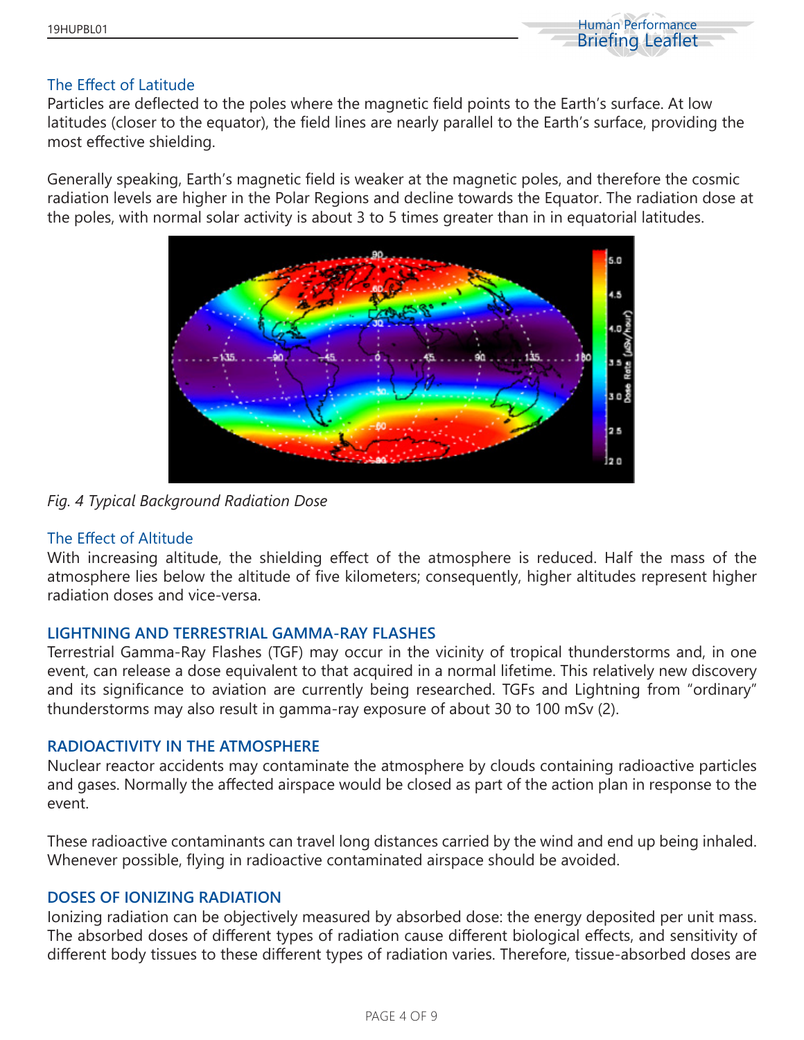### The Effect of Latitude

Particles are deflected to the poles where the magnetic field points to the Earth's surface. At low latitudes (closer to the equator), the field lines are nearly parallel to the Earth's surface, providing the most effective shielding.

Generally speaking, Earth's magnetic field is weaker at the magnetic poles, and therefore the cosmic radiation levels are higher in the Polar Regions and decline towards the Equator. The radiation dose at the poles, with normal solar activity is about 3 to 5 times greater than in in equatorial latitudes.

*Fig. 4 Typical Background Radiation Dose*

### The Effect of Altitude

With increasing altitude, the shielding effect of the atmosphere is reduced. Half the mass of the atmosphere lies below the altitude of five kilometers; consequently, higher altitudes represent higher radiation doses and vice-versa.

## LIGHTNING AND TERRESTRIAL GAMMA-RAY FLASHES

Terrestrial Gamma-Ray Flashes (TGF) may occur in the vicinity of tropical thunderstorms and, in one event, can release a dose equivalent to that acquired in a normal lifetime. This relatively new discovery and its significance to aviation are currently being researched. TGFs and Lightning from "ordinary" thunderstorms may also result in gamma-ray exposure of about 30 to 100 mSv (2).

## RADIOACTIVITY IN THE ATMOSPHERE

Nuclear reactor accidents may contaminate the atmosphere by clouds containing radioactive particles and gases. Normally the affected airspace would be closed as part of the action plan in response to the event.

These radioactive contaminants can travel long distances carried by the wind and end up being inhaled. Whenever possible, flying in radioactive contaminated airspace should be avoided.

## DOSES OF IONIZING RADIATION

Ionizing radiation can be objectively measured by absorbed dose: the energy deposited per unit mass. The absorbed doses of different types of radiation cause different biological effects, and sensitivity of different body tissues to these different types of radiation varies. Therefore, tissue-absorbed doses are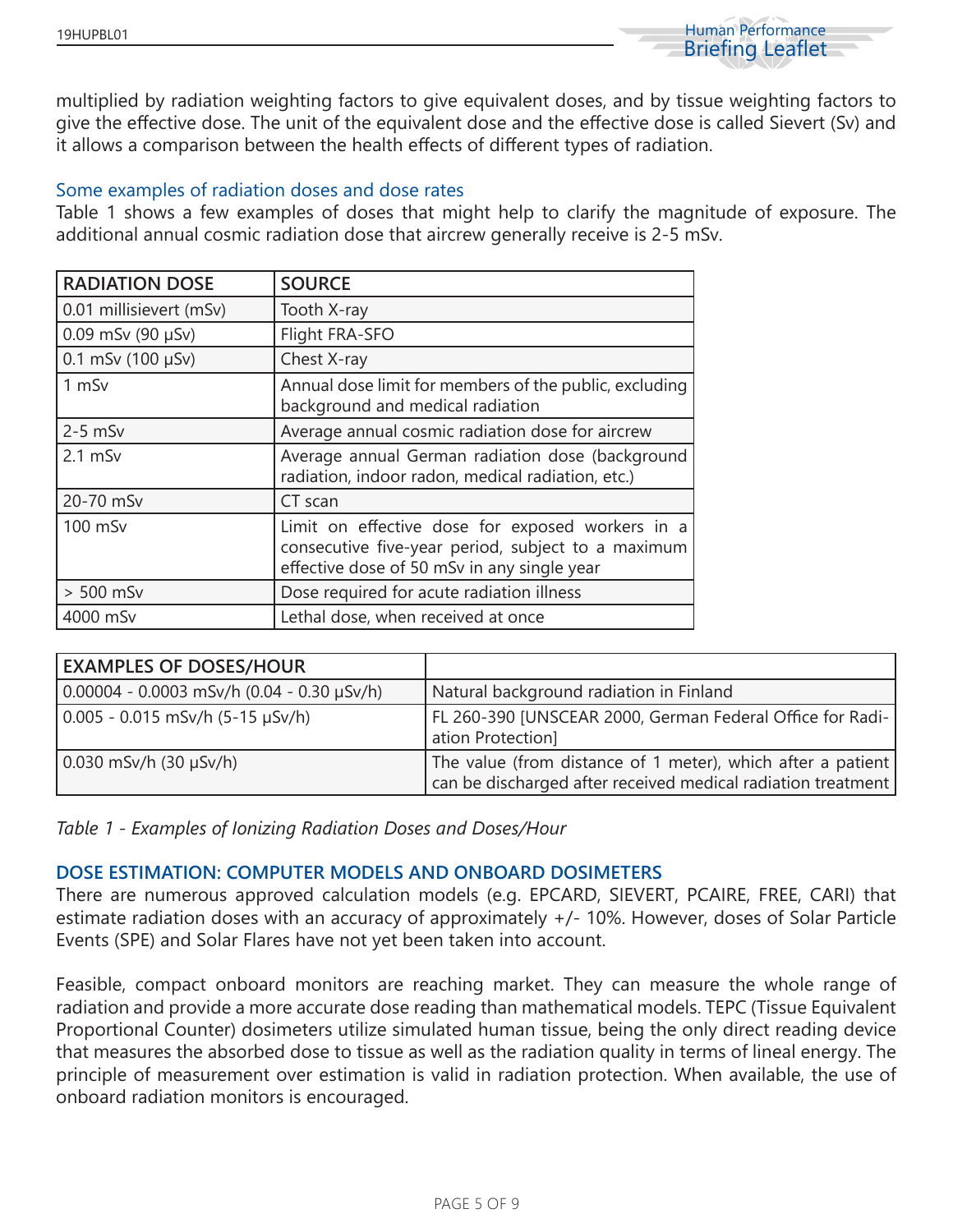multiplied by radiation weighting factors to give equivalent doses, and by tissue weighting factors to give the effective dose. The unit of the equivalent dose and the effective dose is called Sievert (Sv) and it allows a comparison between the health effects of different types of radiation.

### Some examples of radiation doses and dose rates

Table 1 shows a few examples of doses that might help to clarify the magnitude of exposure. The additional annual cosmic radiation dose that aircrew generally receive is 2-5 mSv.

| RADIATION DOSE | SOURCE |
|---|---|
| 0.01 millisievert (mSv) | Tooth X-ray |
| 0.09 mSv (90 µSv) | Flight FRA-SFO |
| 0.1 mSv (100 µSv) | Chest X-ray |
| 1 mSv | Annual dose limit for members of the public, excluding background and medical radiation |
| 2-5 mSv | Average annual cosmic radiation dose for aircrew |
| 2.1 mSv | Average annual German radiation dose (background radiation, indoor radon, medical radiation, etc.) |
| 20-70 mSv | CT scan |
| 100 mSv | Limit on effective dose for exposed workers in a consecutive five-year period, subject to a maximum effective dose of 50 mSv in any single year |
| > 500 mSv | Dose required for acute radiation illness |
| 4000 mSv | Lethal dose, when received at once |

| EXAMPLES OF DOSES/HOUR | |
|---|---|
| 0.00004 - 0.0003 mSv/h (0.04 - 0.30 µSv/h) | Natural background radiation in Finland |
| 0.005 - 0.015 mSv/h (5-15 µSv/h) | FL 260-390 [UNSCEAR 2000, German Federal Office for Radiation Protection] |
| 0.030 mSv/h (30 µSv/h) | The value (from distance of 1 meter), which after a patient can be discharged after received medical radiation treatment |

*Table 1 - Examples of Ionizing Radiation Doses and Doses/Hour*

## DOSE ESTIMATION: COMPUTER MODELS AND ONBOARD DOSIMETERS

There are numerous approved calculation models (e.g. EPCARD, SIEVERT, PCAIRE, FREE, CARI) that estimate radiation doses with an accuracy of approximately +/- 10%. However, doses of Solar Particle Events (SPE) and Solar Flares have not yet been taken into account.

Feasible, compact onboard monitors are reaching market. They can measure the whole range of radiation and provide a more accurate dose reading than mathematical models. TEPC (Tissue Equivalent Proportional Counter) dosimeters utilize simulated human tissue, being the only direct reading device that measures the absorbed dose to tissue as well as the radiation quality in terms of lineal energy. The principle of measurement over estimation is valid in radiation protection. When available, the use of onboard radiation monitors is encouraged.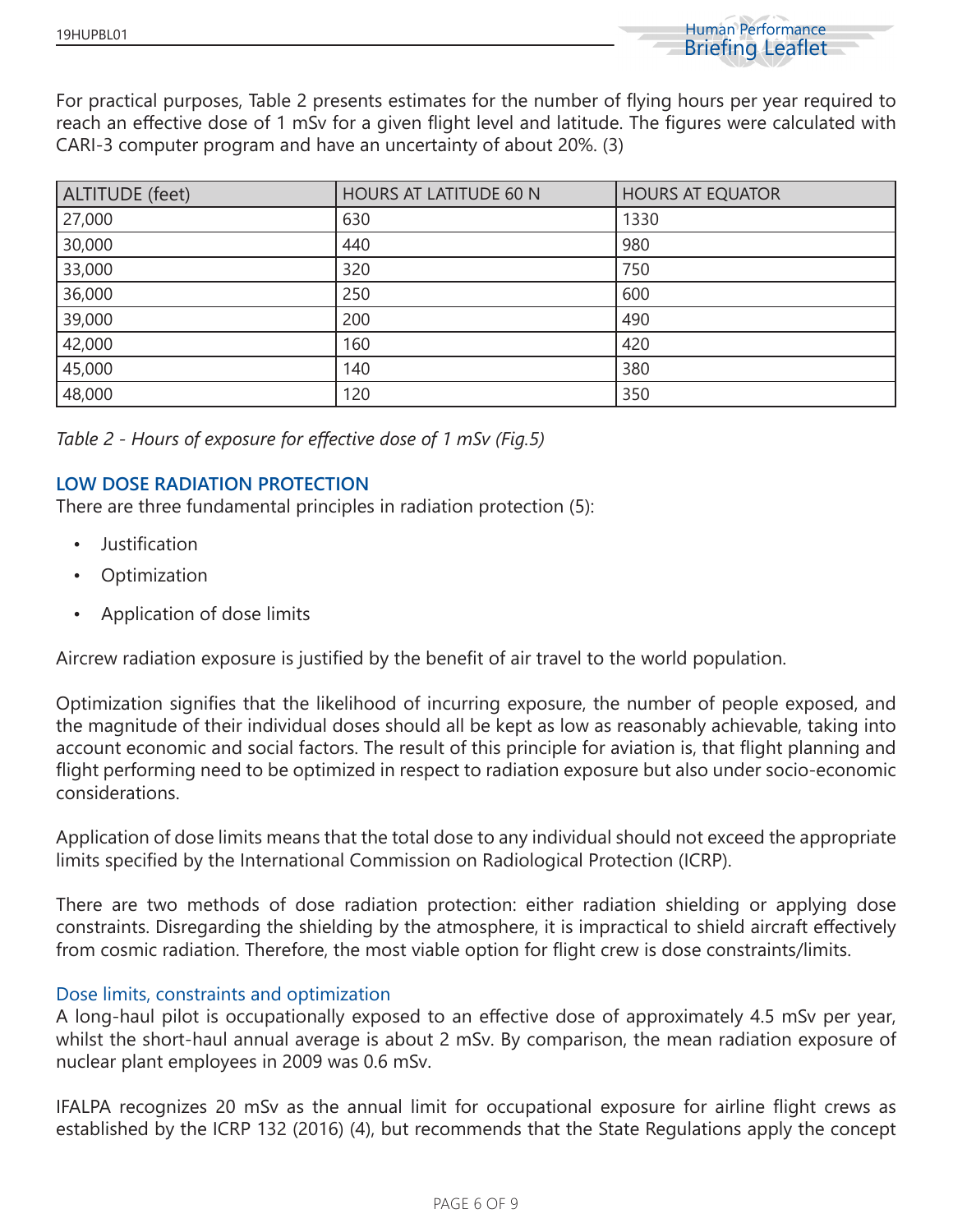For practical purposes, Table 2 presents estimates for the number of flying hours per year required to reach an effective dose of 1 mSv for a given flight level and latitude. The figures were calculated with CARI-3 computer program and have an uncertainty of about 20%. (3)

| ALTITUDE (feet) | HOURS AT LATITUDE 60 N | HOURS AT EQUATOR |
|---|---|---|
| 27,000 | 630 | 1330 |
| 30,000 | 440 | 980 |
| 33,000 | 320 | 750 |
| 36,000 | 250 | 600 |
| 39,000 | 200 | 490 |
| 42,000 | 160 | 420 |
| 45,000 | 140 | 380 |
| 48,000 | 120 | 350 |

*Table 2 - Hours of exposure for effective dose of 1 mSv (Fig.5)*

## LOW DOSE RADIATION PROTECTION

There are three fundamental principles in radiation protection (5):

- Justification
- Optimization
- Application of dose limits

Aircrew radiation exposure is justified by the benefit of air travel to the world population.

Optimization signifies that the likelihood of incurring exposure, the number of people exposed, and the magnitude of their individual doses should all be kept as low as reasonably achievable, taking into account economic and social factors. The result of this principle for aviation is, that flight planning and flight performing need to be optimized in respect to radiation exposure but also under socio-economic considerations.

Application of dose limits means that the total dose to any individual should not exceed the appropriate limits specified by the International Commission on Radiological Protection (ICRP).

There are two methods of dose radiation protection: either radiation shielding or applying dose constraints. Disregarding the shielding by the atmosphere, it is impractical to shield aircraft effectively from cosmic radiation. Therefore, the most viable option for flight crew is dose constraints/limits.

### Dose limits, constraints and optimization

A long-haul pilot is occupationally exposed to an effective dose of approximately 4.5 mSv per year, whilst the short-haul annual average is about 2 mSv. By comparison, the mean radiation exposure of nuclear plant employees in 2009 was 0.6 mSv.

IFALPA recognizes 20 mSv as the annual limit for occupational exposure for airline flight crews as established by the ICRP 132 (2016) (4), but recommends that the State Regulations apply the concept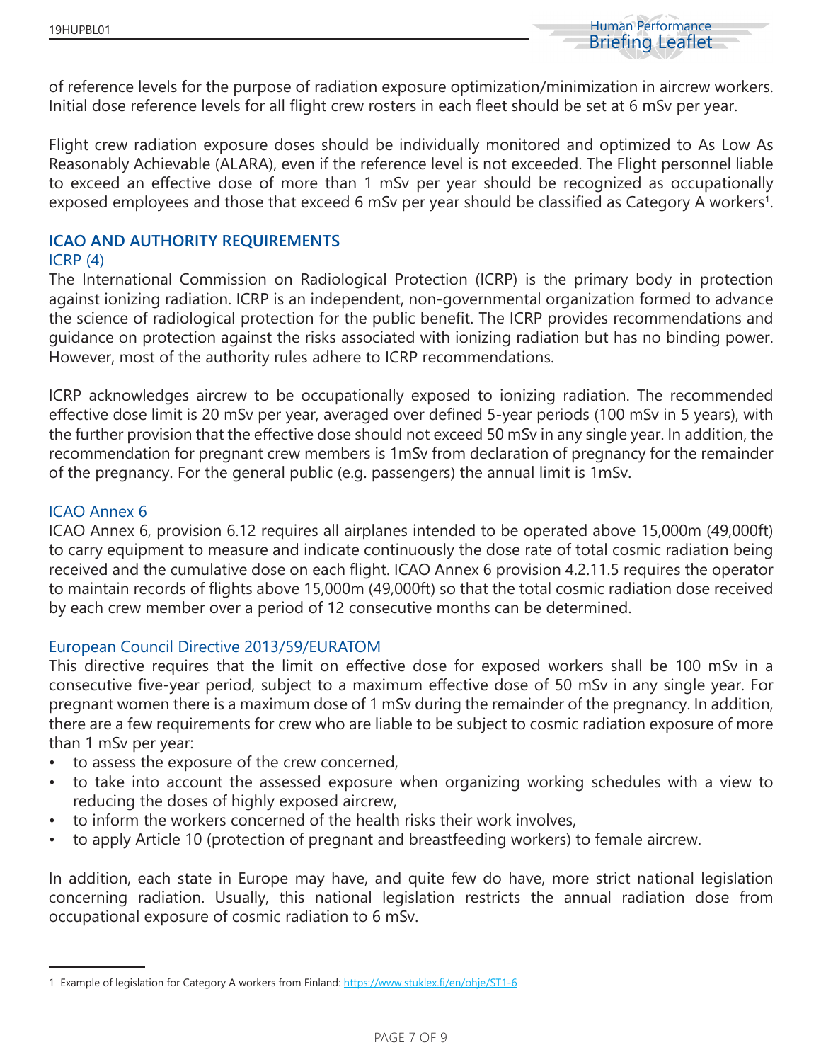of reference levels for the purpose of radiation exposure optimization/minimization in aircrew workers. Initial dose reference levels for all flight crew rosters in each fleet should be set at 6 mSv per year.

Flight crew radiation exposure doses should be individually monitored and optimized to As Low As Reasonably Achievable (ALARA), even if the reference level is not exceeded. The Flight personnel liable to exceed an effective dose of more than 1 mSv per year should be recognized as occupationally exposed employees and those that exceed 6 mSv per year should be classified as Category A workers[1].

## ICAO AND AUTHORITY REQUIREMENTS

### ICRP (4)

The International Commission on Radiological Protection (ICRP) is the primary body in protection against ionizing radiation. ICRP is an independent, non-governmental organization formed to advance the science of radiological protection for the public benefit. The ICRP provides recommendations and guidance on protection against the risks associated with ionizing radiation but has no binding power. However, most of the authority rules adhere to ICRP recommendations.

ICRP acknowledges aircrew to be occupationally exposed to ionizing radiation. The recommended effective dose limit is 20 mSv per year, averaged over defined 5-year periods (100 mSv in 5 years), with the further provision that the effective dose should not exceed 50 mSv in any single year. In addition, the recommendation for pregnant crew members is 1mSv from declaration of pregnancy for the remainder of the pregnancy. For the general public (e.g. passengers) the annual limit is 1mSv.

### ICAO Annex 6

ICAO Annex 6, provision 6.12 requires all airplanes intended to be operated above 15,000m (49,000ft) to carry equipment to measure and indicate continuously the dose rate of total cosmic radiation being received and the cumulative dose on each flight. ICAO Annex 6 provision 4.2.11.5 requires the operator to maintain records of flights above 15,000m (49,000ft) so that the total cosmic radiation dose received by each crew member over a period of 12 consecutive months can be determined.

### European Council Directive 2013/59/EURATOM

This directive requires that the limit on effective dose for exposed workers shall be 100 mSv in a consecutive five-year period, subject to a maximum effective dose of 50 mSv in any single year. For pregnant women there is a maximum dose of 1 mSv during the remainder of the pregnancy. In addition, there are a few requirements for crew who are liable to be subject to cosmic radiation exposure of more than 1 mSv per year:

- to assess the exposure of the crew concerned,
- to take into account the assessed exposure when organizing working schedules with a view to reducing the doses of highly exposed aircrew,
- to inform the workers concerned of the health risks their work involves,
- to apply Article 10 (protection of pregnant and breastfeeding workers) to female aircrew.

In addition, each state in Europe may have, and quite few do have, more strict national legislation concerning radiation. Usually, this national legislation restricts the annual radiation dose from occupational exposure of cosmic radiation to 6 mSv.

---

[1] Example of legislation for Category A workers from Finland: https://www.stuklex.fi/en/ohje/ST1-6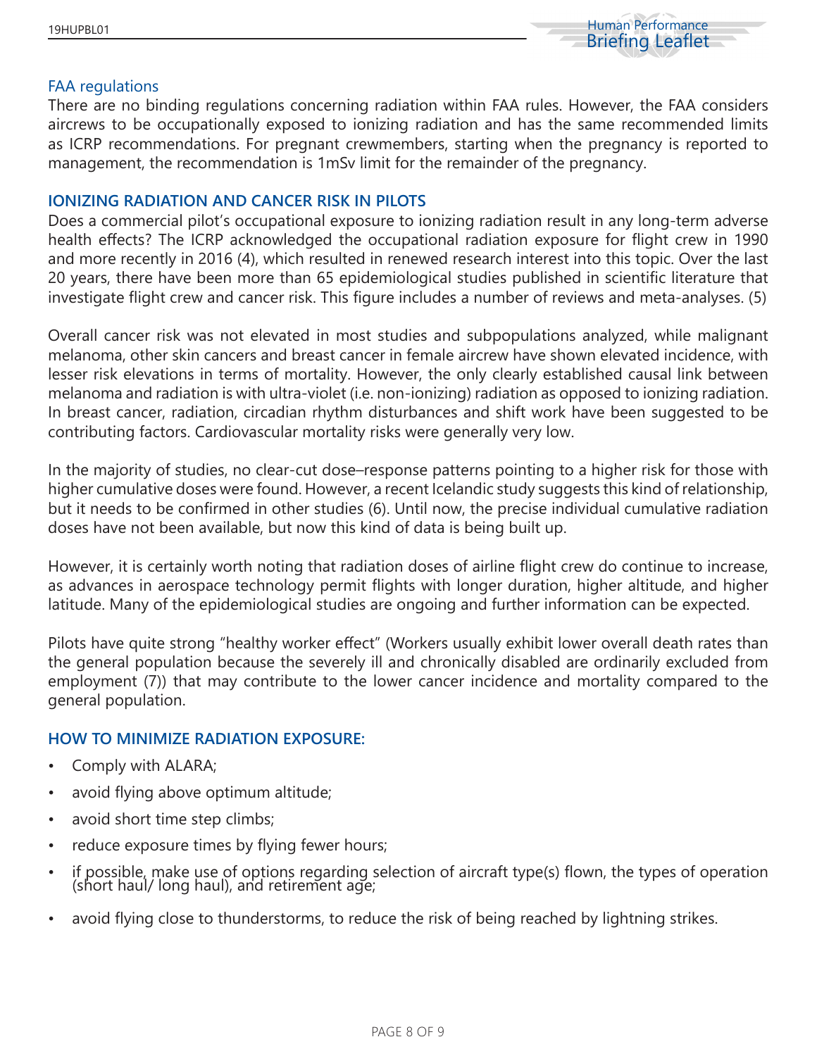### FAA regulations

There are no binding regulations concerning radiation within FAA rules. However, the FAA considers aircrews to be occupationally exposed to ionizing radiation and has the same recommended limits as ICRP recommendations. For pregnant crewmembers, starting when the pregnancy is reported to management, the recommendation is 1mSv limit for the remainder of the pregnancy.

## IONIZING RADIATION AND CANCER RISK IN PILOTS

Does a commercial pilot's occupational exposure to ionizing radiation result in any long-term adverse health effects? The ICRP acknowledged the occupational radiation exposure for flight crew in 1990 and more recently in 2016 (4), which resulted in renewed research interest into this topic. Over the last 20 years, there have been more than 65 epidemiological studies published in scientific literature that investigate flight crew and cancer risk. This figure includes a number of reviews and meta-analyses. (5)

Overall cancer risk was not elevated in most studies and subpopulations analyzed, while malignant melanoma, other skin cancers and breast cancer in female aircrew have shown elevated incidence, with lesser risk elevations in terms of mortality. However, the only clearly established causal link between melanoma and radiation is with ultra-violet (i.e. non-ionizing) radiation as opposed to ionizing radiation. In breast cancer, radiation, circadian rhythm disturbances and shift work have been suggested to be contributing factors. Cardiovascular mortality risks were generally very low.

In the majority of studies, no clear-cut dose–response patterns pointing to a higher risk for those with higher cumulative doses were found. However, a recent Icelandic study suggests this kind of relationship, but it needs to be confirmed in other studies (6). Until now, the precise individual cumulative radiation doses have not been available, but now this kind of data is being built up.

However, it is certainly worth noting that radiation doses of airline flight crew do continue to increase, as advances in aerospace technology permit flights with longer duration, higher altitude, and higher latitude. Many of the epidemiological studies are ongoing and further information can be expected.

Pilots have quite strong "healthy worker effect" (Workers usually exhibit lower overall death rates than the general population because the severely ill and chronically disabled are ordinarily excluded from employment (7)) that may contribute to the lower cancer incidence and mortality compared to the general population.

## HOW TO MINIMIZE RADIATION EXPOSURE:

- Comply with ALARA;
- avoid flying above optimum altitude;
- avoid short time step climbs;
- reduce exposure times by flying fewer hours;
- if possible, make use of options regarding selection of aircraft type(s) flown, the types of operation (short haul/ long haul), and retirement age;
- avoid flying close to thunderstorms, to reduce the risk of being reached by lightning strikes.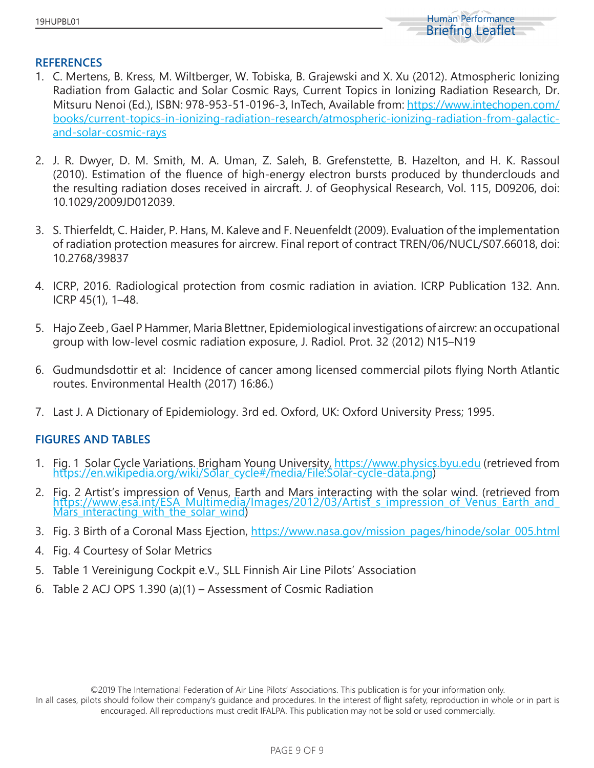## REFERENCES

1. C. Mertens, B. Kress, M. Wiltberger, W. Tobiska, B. Grajewski and X. Xu (2012). Atmospheric Ionizing Radiation from Galactic and Solar Cosmic Rays, Current Topics in Ionizing Radiation Research, Dr. Mitsuru Nenoi (Ed.), ISBN: 978-953-51-0196-3, InTech, Available from: https://www.intechopen.com/books/current-topics-in-ionizing-radiation-research/atmospheric-ionizing-radiation-from-galactic-and-solar-cosmic-rays

2. J. R. Dwyer, D. M. Smith, M. A. Uman, Z. Saleh, B. Grefenstette, B. Hazelton, and H. K. Rassoul (2010). Estimation of the fluence of high-energy electron bursts produced by thunderclouds and the resulting radiation doses received in aircraft. J. of Geophysical Research, Vol. 115, D09206, doi: 10.1029/2009JD012039.

3. S. Thierfeldt, C. Haider, P. Hans, M. Kaleve and F. Neuenfeldt (2009). Evaluation of the implementation of radiation protection measures for aircrew. Final report of contract TREN/06/NUCL/S07.66018, doi: 10.2768/39837

4. ICRP, 2016. Radiological protection from cosmic radiation in aviation. ICRP Publication 132. Ann. ICRP 45(1), 1–48.

5. Hajo Zeeb , Gael P Hammer, Maria Blettner, Epidemiological investigations of aircrew: an occupational group with low-level cosmic radiation exposure, J. Radiol. Prot. 32 (2012) N15–N19

6. Gudmundsdottir et al: Incidence of cancer among licensed commercial pilots flying North Atlantic routes. Environmental Health (2017) 16:86.)

7. Last J. A Dictionary of Epidemiology. 3rd ed. Oxford, UK: Oxford University Press; 1995.

## FIGURES AND TABLES

1. Fig. 1 Solar Cycle Variations. Brigham Young University, https://www.physics.byu.edu (retrieved from https://en.wikipedia.org/wiki/Solar_cycle#/media/File:Solar-cycle-data.png)
2. Fig. 2 Artist's impression of Venus, Earth and Mars interacting with the solar wind. (retrieved from https://www.esa.int/ESA_Multimedia/Images/2012/03/Artist_s_impression_of_Venus_Earth_and_Mars_interacting_with_the_solar_wind)
3. Fig. 3 Birth of a Coronal Mass Ejection, https://www.nasa.gov/mission_pages/hinode/solar_005.html
4. Fig. 4 Courtesy of Solar Metrics
5. Table 1 Vereinigung Cockpit e.V., SLL Finnish Air Line Pilots' Association
6. Table 2 ACJ OPS 1.390 (a)(1) – Assessment of Cosmic Radiation

©2019 The International Federation of Air Line Pilots' Associations. This publication is for your information only. In all cases, pilots should follow their company's guidance and procedures. In the interest of flight safety, reproduction in whole or in part is encouraged. All reproductions must credit IFALPA. This publication may not be sold or used commercially.